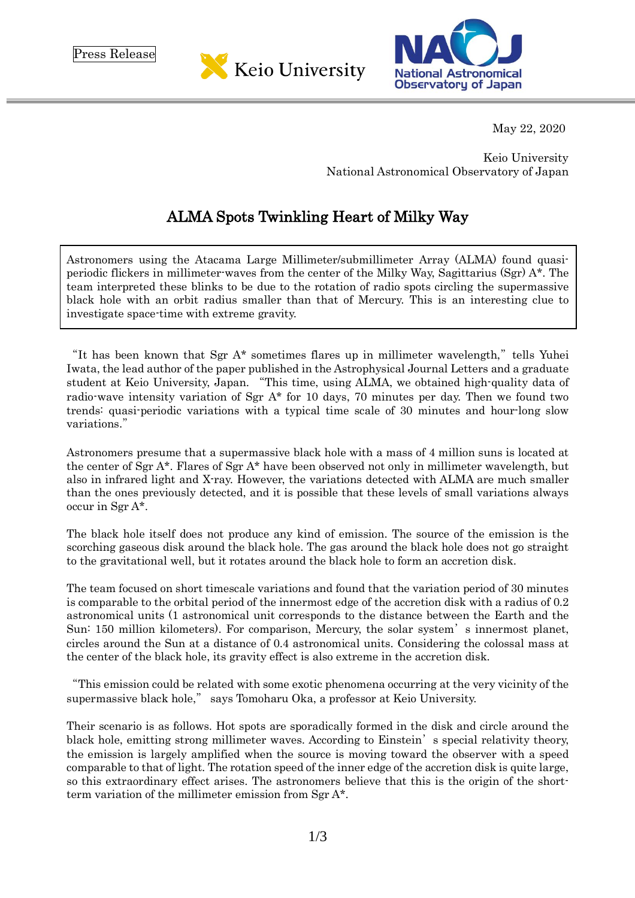Press Release

Keio University

National Astronomical Observatory of Japan

May 22, 2020

Keio University
National Astronomical Observatory of Japan

# ALMA Spots Twinkling Heart of Milky Way

Astronomers using the Atacama Large Millimeter/submillimeter Array (ALMA) found quasi-periodic flickers in millimeter-waves from the center of the Milky Way, Sagittarius (Sgr) A*. The team interpreted these blinks to be due to the rotation of radio spots circling the supermassive black hole with an orbit radius smaller than that of Mercury. This is an interesting clue to investigate space-time with extreme gravity.

"It has been known that Sgr A* sometimes flares up in millimeter wavelength," tells Yuhei Iwata, the lead author of the paper published in the Astrophysical Journal Letters and a graduate student at Keio University, Japan. "This time, using ALMA, we obtained high-quality data of radio-wave intensity variation of Sgr A* for 10 days, 70 minutes per day. Then we found two trends: quasi-periodic variations with a typical time scale of 30 minutes and hour-long slow variations."

Astronomers presume that a supermassive black hole with a mass of 4 million suns is located at the center of Sgr A*. Flares of Sgr A* have been observed not only in millimeter wavelength, but also in infrared light and X-ray. However, the variations detected with ALMA are much smaller than the ones previously detected, and it is possible that these levels of small variations always occur in Sgr A*.

The black hole itself does not produce any kind of emission. The source of the emission is the scorching gaseous disk around the black hole. The gas around the black hole does not go straight to the gravitational well, but it rotates around the black hole to form an accretion disk.

The team focused on short timescale variations and found that the variation period of 30 minutes is comparable to the orbital period of the innermost edge of the accretion disk with a radius of 0.2 astronomical units (1 astronomical unit corresponds to the distance between the Earth and the Sun: 150 million kilometers). For comparison, Mercury, the solar system's innermost planet, circles around the Sun at a distance of 0.4 astronomical units. Considering the colossal mass at the center of the black hole, its gravity effect is also extreme in the accretion disk.

"This emission could be related with some exotic phenomena occurring at the very vicinity of the supermassive black hole," says Tomoharu Oka, a professor at Keio University.

Their scenario is as follows. Hot spots are sporadically formed in the disk and circle around the black hole, emitting strong millimeter waves. According to Einstein's special relativity theory, the emission is largely amplified when the source is moving toward the observer with a speed comparable to that of light. The rotation speed of the inner edge of the accretion disk is quite large, so this extraordinary effect arises. The astronomers believe that this is the origin of the short-term variation of the millimeter emission from Sgr A*.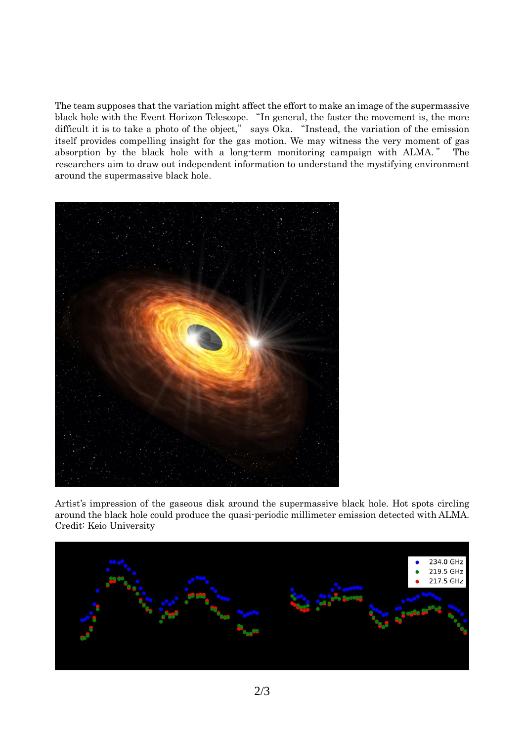The team supposes that the variation might affect the effort to make an image of the supermassive black hole with the Event Horizon Telescope. "In general, the faster the movement is, the more difficult it is to take a photo of the object," says Oka. "Instead, the variation of the emission itself provides compelling insight for the gas motion. We may witness the very moment of gas absorption by the black hole with a long-term monitoring campaign with ALMA." The researchers aim to draw out independent information to understand the mystifying environment around the supermassive black hole.

Artist's impression of the gaseous disk around the supermassive black hole. Hot spots circling around the black hole could produce the quasi-periodic millimeter emission detected with ALMA. Credit: Keio University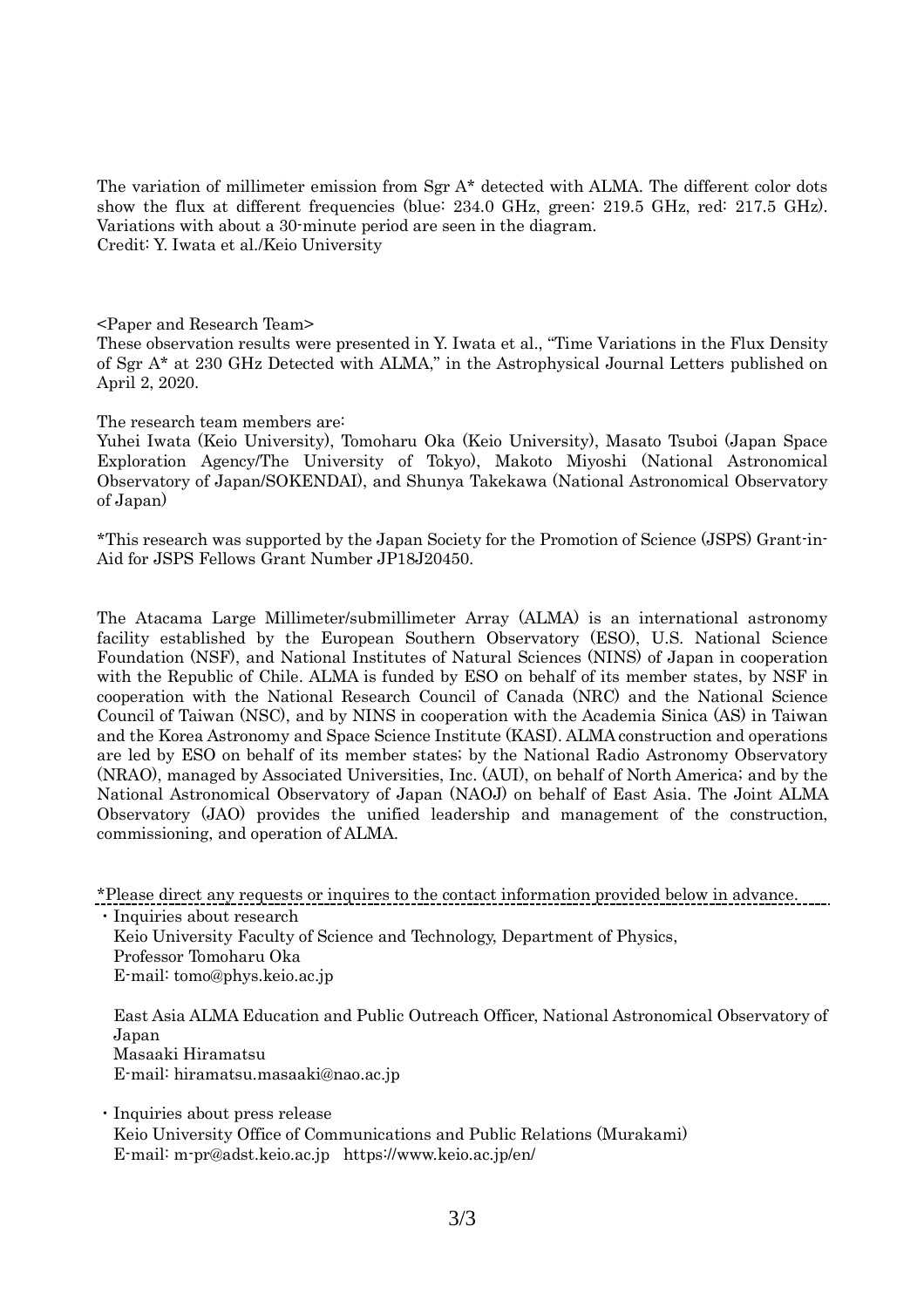The variation of millimeter emission from Sgr A* detected with ALMA. The different color dots show the flux at different frequencies (blue: 234.0 GHz, green: 219.5 GHz, red: 217.5 GHz). Variations with about a 30-minute period are seen in the diagram.
Credit: Y. Iwata et al./Keio University

<Paper and Research Team>

These observation results were presented in Y. Iwata et al., "Time Variations in the Flux Density of Sgr A* at 230 GHz Detected with ALMA," in the Astrophysical Journal Letters published on April 2, 2020.

The research team members are:
Yuhei Iwata (Keio University), Tomoharu Oka (Keio University), Masato Tsuboi (Japan Space Exploration Agency/The University of Tokyo), Makoto Miyoshi (National Astronomical Observatory of Japan/SOKENDAI), and Shunya Takekawa (National Astronomical Observatory of Japan)

*This research was supported by the Japan Society for the Promotion of Science (JSPS) Grant-in-Aid for JSPS Fellows Grant Number JP18J20450.

The Atacama Large Millimeter/submillimeter Array (ALMA) is an international astronomy facility established by the European Southern Observatory (ESO), U.S. National Science Foundation (NSF), and National Institutes of Natural Sciences (NINS) of Japan in cooperation with the Republic of Chile. ALMA is funded by ESO on behalf of its member states, by NSF in cooperation with the National Research Council of Canada (NRC) and the National Science Council of Taiwan (NSC), and by NINS in cooperation with the Academia Sinica (AS) in Taiwan and the Korea Astronomy and Space Science Institute (KASI). ALMA construction and operations are led by ESO on behalf of its member states; by the National Radio Astronomy Observatory (NRAO), managed by Associated Universities, Inc. (AUI), on behalf of North America; and by the National Astronomical Observatory of Japan (NAOJ) on behalf of East Asia. The Joint ALMA Observatory (JAO) provides the unified leadership and management of the construction, commissioning, and operation of ALMA.

*Please direct any requests or inquires to the contact information provided below in advance.

・Inquiries about research
Keio University Faculty of Science and Technology, Department of Physics,
Professor Tomoharu Oka
E-mail: tomo@phys.keio.ac.jp

East Asia ALMA Education and Public Outreach Officer, National Astronomical Observatory of Japan
Masaaki Hiramatsu
E-mail: hiramatsu.masaaki@nao.ac.jp

・Inquiries about press release
Keio University Office of Communications and Public Relations (Murakami)
E-mail: m-pr@adst.keio.ac.jp https://www.keio.ac.jp/en/